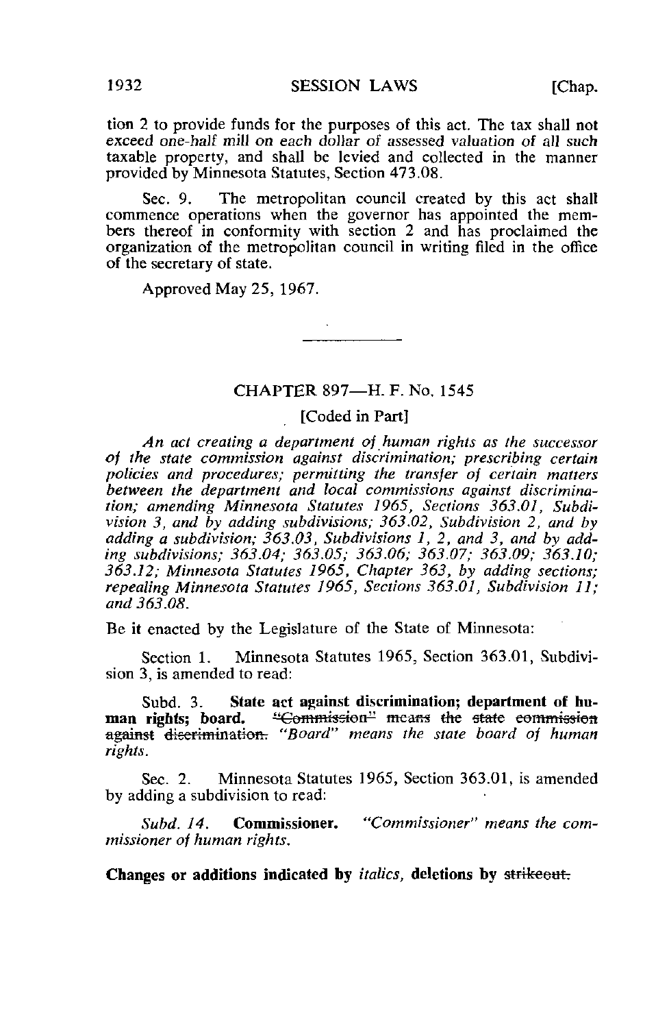tion 2 to provide funds for the purposes of this act. The tax shall not exceed one-half mill on each dollar of assessed valuation of all such taxable property, and shall be levied and collected in the manner provided by Minnesota Statutes, Section 473.08.

Sec. 9. The metropolitan council created by this act shall commence operations when the governor has appointed the members thereof in conformity with section 2 and has proclaimed the organization of the metropolitan council in writing filed in the office of the secretary of state.

Approved May 25, 1967.

---

## CHAPTER 897—H. F. No. 1545

[Coded in Part]

*An act creating a department of human rights as the successor of the state commission against discrimination; prescribing certain policies and procedures; permitting the transfer of certain matters between the department and local commissions against discrimination; amending Minnesota Statutes 1965, Sections 363.01, Subdivision 3, and by adding subdivisions; 363.02, Subdivision 2, and by adding a subdivision; 363.03, Subdivisions 1, 2, and 3, and by adding subdivisions; 363.04; 363.05; 363.06; 363.07; 363.09; 363.10; 363.12; Minnesota Statutes 1965, Chapter 363, by adding sections; repealing Minnesota Statutes 1965, Sections 363.01, Subdivision 11; and 363.08.*

Be it enacted by the Legislature of the State of Minnesota:

Section 1. Minnesota Statutes 1965, Section 363.01, Subdivision 3, is amended to read:

Subd. 3. **State act against discrimination; department of human rights; board.** ~~"Commission" means the state commission against discrimination.~~ *"Board" means the state board of human rights.*

Sec. 2. Minnesota Statutes 1965, Section 363.01, is amended by adding a subdivision to read:

*Subd. 14.* **Commissioner.** *"Commissioner" means the commissioner of human rights.*

**Changes or additions indicated by** *italics*, **deletions by** ~~strikeout.~~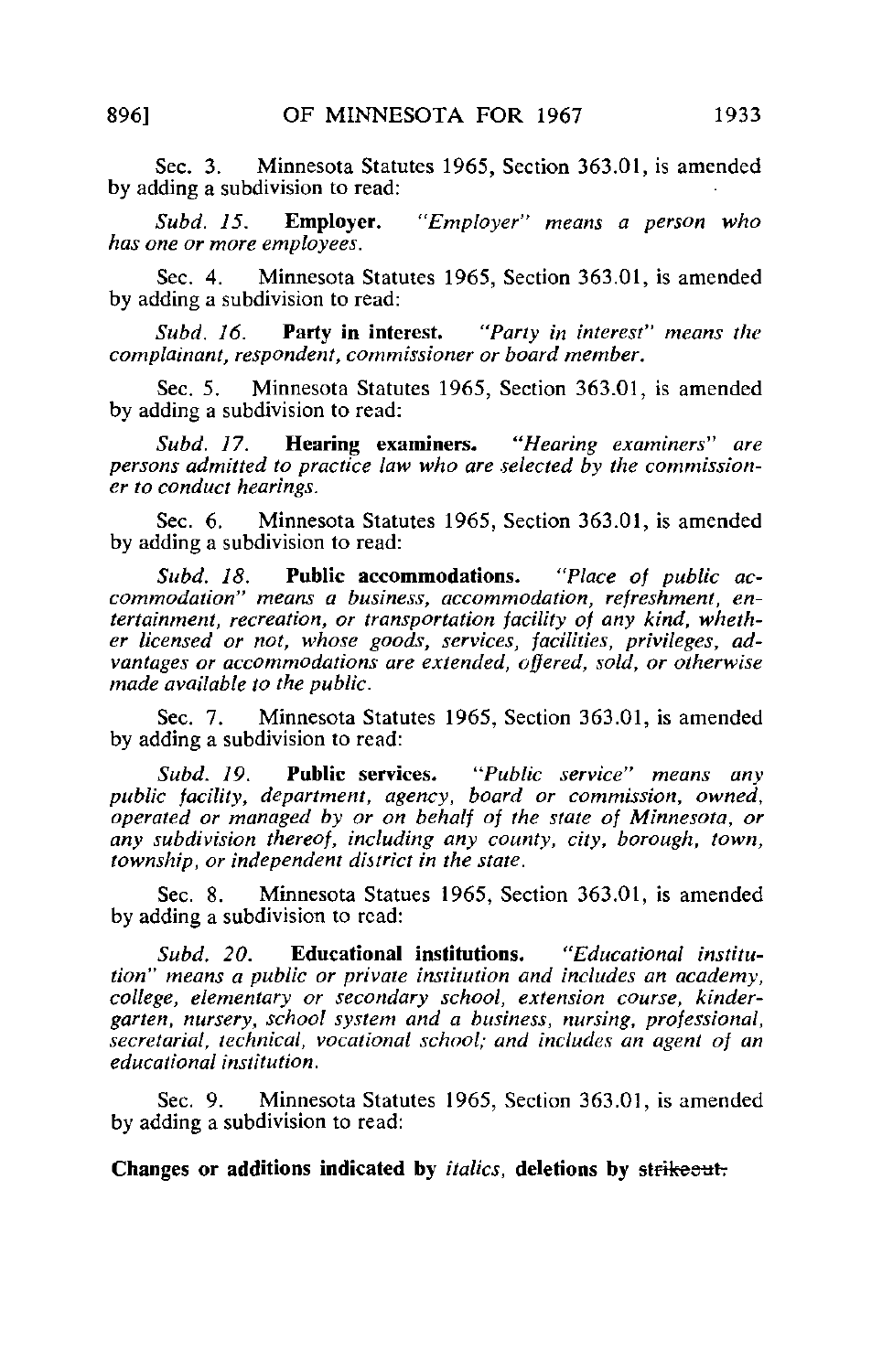Sec. 3. Minnesota Statutes 1965, Section 363.01, is amended by adding a subdivision to read:

*Subd. 15.* **Employer.** *"Employer" means a person who has one or more employees.*

Sec. 4. Minnesota Statutes 1965, Section 363.01, is amended by adding a subdivision to read:

*Subd. 16.* **Party in interest.** *"Party in interest" means the complainant, respondent, commissioner or board member.*

Sec. 5. Minnesota Statutes 1965, Section 363.01, is amended by adding a subdivision to read:

*Subd. 17.* **Hearing examiners.** *"Hearing examiners" are persons admitted to practice law who are selected by the commissioner to conduct hearings.*

Sec. 6. Minnesota Statutes 1965, Section 363.01, is amended by adding a subdivision to read:

*Subd. 18.* **Public accommodations.** *"Place of public accommodation" means a business, accommodation, refreshment, entertainment, recreation, or transportation facility of any kind, whether licensed or not, whose goods, services, facilities, privileges, advantages or accommodations are extended, offered, sold, or otherwise made available to the public.*

Sec. 7. Minnesota Statutes 1965, Section 363.01, is amended by adding a subdivision to read:

*Subd. 19.* **Public services.** *"Public service" means any public facility, department, agency, board or commission, owned, operated or managed by or on behalf of the state of Minnesota, or any subdivision thereof, including any county, city, borough, town, township, or independent district in the state.*

Sec. 8. Minnesota Statues 1965, Section 363.01, is amended by adding a subdivision to read:

*Subd. 20.* **Educational institutions.** *"Educational institution" means a public or private institution and includes an academy, college, elementary or secondary school, extension course, kindergarten, nursery, school system and a business, nursing, professional, secretarial, technical, vocational school; and includes an agent of an educational institution.*

Sec. 9. Minnesota Statutes 1965, Section 363.01, is amended by adding a subdivision to read:

**Changes or additions indicated by** *italics*, **deletions by** ~~strikeout.~~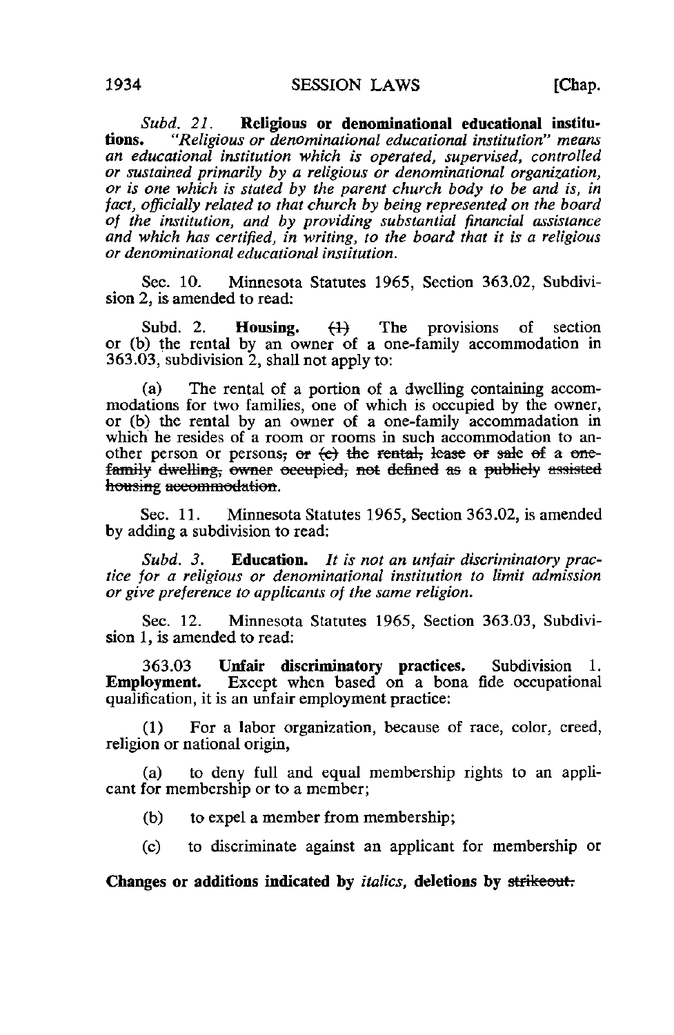*Subd. 21.* **Religious or denominational educational institutions.** *"Religious or denominational educational institution" means an educational institution which is operated, supervised, controlled or sustained primarily by a religious or denominational organization, or is one which is stated by the parent church body to be and is, in fact, officially related to that church by being represented on the board of the institution, and by providing substantial financial assistance and which has certified, in writing, to the board that it is a religious or denominational educational institution.*

Sec. 10. Minnesota Statutes 1965, Section 363.02, Subdivision 2, is amended to read:

Subd. 2. **Housing.** ~~(1)~~ The provisions of section or (b) the rental by an owner of a one-family accommodation in 363.03, subdivision 2, shall not apply to:

(a) The rental of a portion of a dwelling containing accommodations for two families, one of which is occupied by the owner, or (b) the rental by an owner of a one-family accommodation in which he resides of a room or rooms in such accommodation to another person or persons~~; or (c) the rental, lease or sale of a one-family dwelling, owner occupied, not defined as a publicly assisted housing accommodation~~.

Sec. 11. Minnesota Statutes 1965, Section 363.02, is amended by adding a subdivision to read:

*Subd. 3.* **Education.** *It is not an unfair discriminatory practice for a religious or denominational institution to limit admission or give preference to applicants of the same religion.*

Sec. 12. Minnesota Statutes 1965, Section 363.03, Subdivision 1, is amended to read:

363.03 **Unfair discriminatory practices.** Subdivision 1. **Employment.** Except when based on a bona fide occupational qualification, it is an unfair employment practice:

(1) For a labor organization, because of race, color, creed, religion or national origin,

(a) to deny full and equal membership rights to an applicant for membership or to a member;

(b) to expel a member from membership;

(c) to discriminate against an applicant for membership or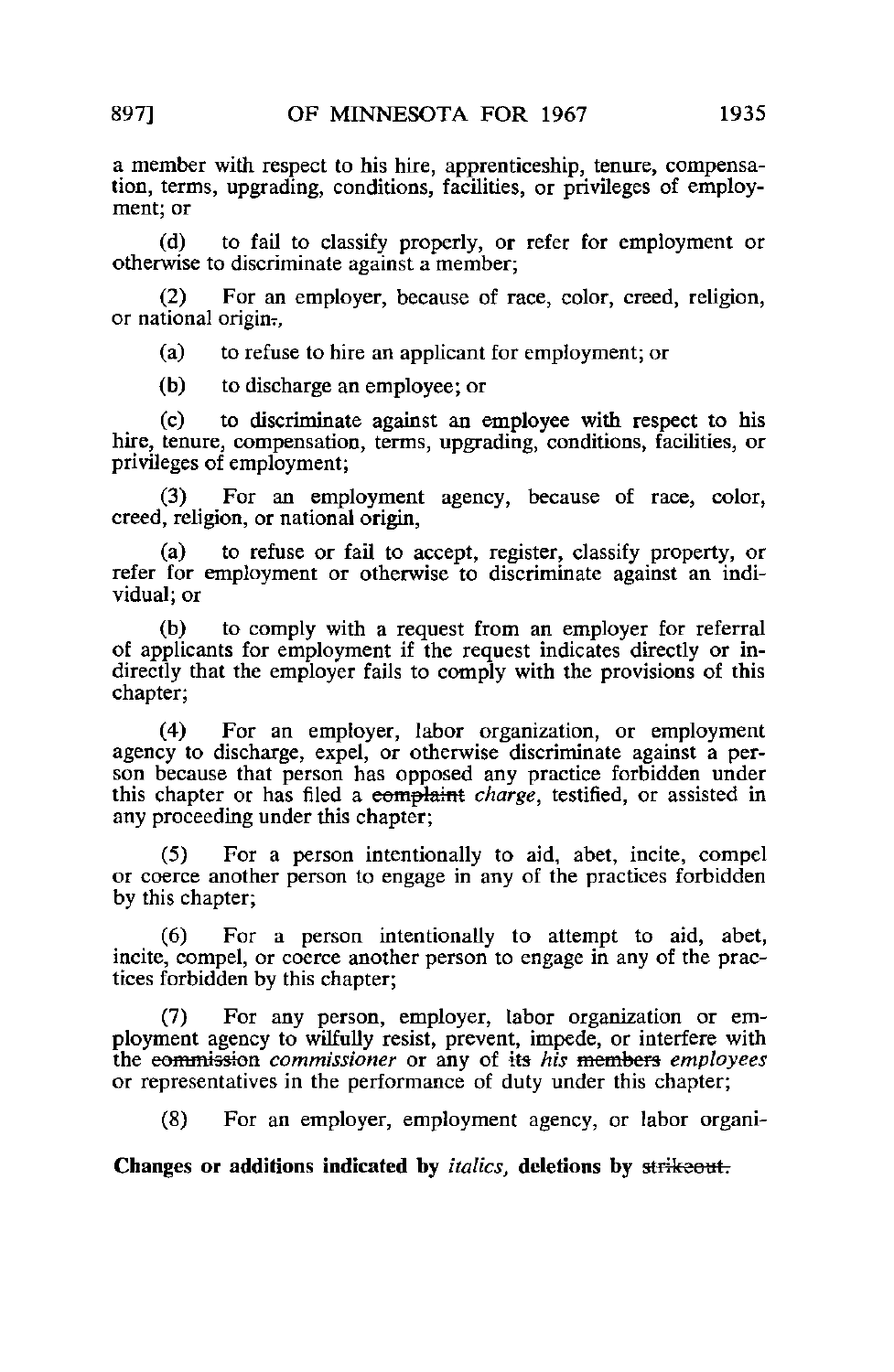a member with respect to his hire, apprenticeship, tenure, compensation, terms, upgrading, conditions, facilities, or privileges of employment; or

(d) to fail to classify properly, or refer for employment or otherwise to discriminate against a member;

(2) For an employer, because of race, color, creed, religion, or national origin~~.~~,

(a) to refuse to hire an applicant for employment; or

(b) to discharge an employee; or

(c) to discriminate against an employee with respect to his hire, tenure, compensation, terms, upgrading, conditions, facilities, or privileges of employment;

(3) For an employment agency, because of race, color, creed, religion, or national origin,

(a) to refuse or fail to accept, register, classify property, or refer for employment or otherwise to discriminate against an individual; or

(b) to comply with a request from an employer for referral of applicants for employment if the request indicates directly or indirectly that the employer fails to comply with the provisions of this chapter;

(4) For an employer, labor organization, or employment agency to discharge, expel, or otherwise discriminate against a person because that person has opposed any practice forbidden under this chapter or has filed a ~~complaint~~ *charge*, testified, or assisted in any proceeding under this chapter;

(5) For a person intentionally to aid, abet, incite, compel or coerce another person to engage in any of the practices forbidden by this chapter;

(6) For a person intentionally to attempt to aid, abet, incite, compel, or coerce another person to engage in any of the practices forbidden by this chapter;

(7) For any person, employer, labor organization or employment agency to wilfully resist, prevent, impede, or interfere with the ~~commission~~ *commissioner* or any of ~~its~~ *his* ~~members~~ *employees* or representatives in the performance of duty under this chapter;

(8) For an employer, employment agency, or labor organi-

**Changes or additions indicated by *italics*, deletions by ~~strikeout.~~**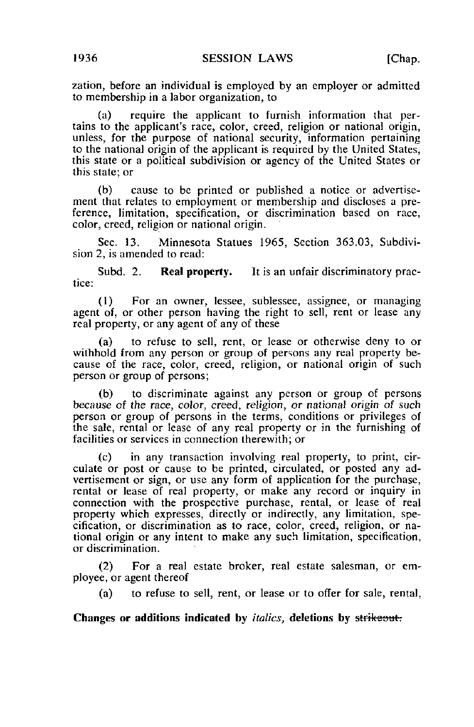zation, before an individual is employed by an employer or admitted to membership in a labor organization, to

(a) require the applicant to furnish information that pertains to the applicant's race, color, creed, religion or national origin, unless, for the purpose of national security, information pertaining to the national origin of the applicant is required by the United States, this state or a political subdivision or agency of the United States or this state; or

(b) cause to be printed or published a notice or advertisement that relates to employment or membership and discloses a preference, limitation, specification, or discrimination based on race, color, creed, religion or national origin.

Sec. 13. Minnesota Statues 1965, Section 363.03, Subdivision 2, is amended to read:

Subd. 2. **Real property.** It is an unfair discriminatory practice:

(1) For an owner, lessee, sublessee, assignee, or managing agent of, or other person having the right to sell, rent or lease any real property, or any agent of any of these

(a) to refuse to sell, rent, or lease or otherwise deny to or withhold from any person or group of persons any real property because of the race, color, creed, religion, or national origin of such person or group of persons;

(b) to discriminate against any person or group of persons *because of the race, color, creed, religion, or national origin of such* person or group of persons in the terms, conditions or privileges of the sale, rental or lease of any real property or in the furnishing of facilities or services in connection therewith; or

(c) in any transaction involving real property, to print, circulate or post or cause to be printed, circulated, or posted any advertisement or sign, or use any form of application for the purchase, rental or lease of real property, or make any record or inquiry in connection with the prospective purchase, rental, or lease of real property which expresses, directly or indirectly, any limitation, specification, or discrimination as to race, color, creed, religion, or national origin or any intent to make any such limitation, specification, or discrimination.

(2) For a real estate broker, real estate salesman, or employee, or agent thereof

(a) to refuse to sell, rent, or lease or to offer for sale, rental,

**Changes or additions indicated by *italics*, deletions by ~~strikeout.~~**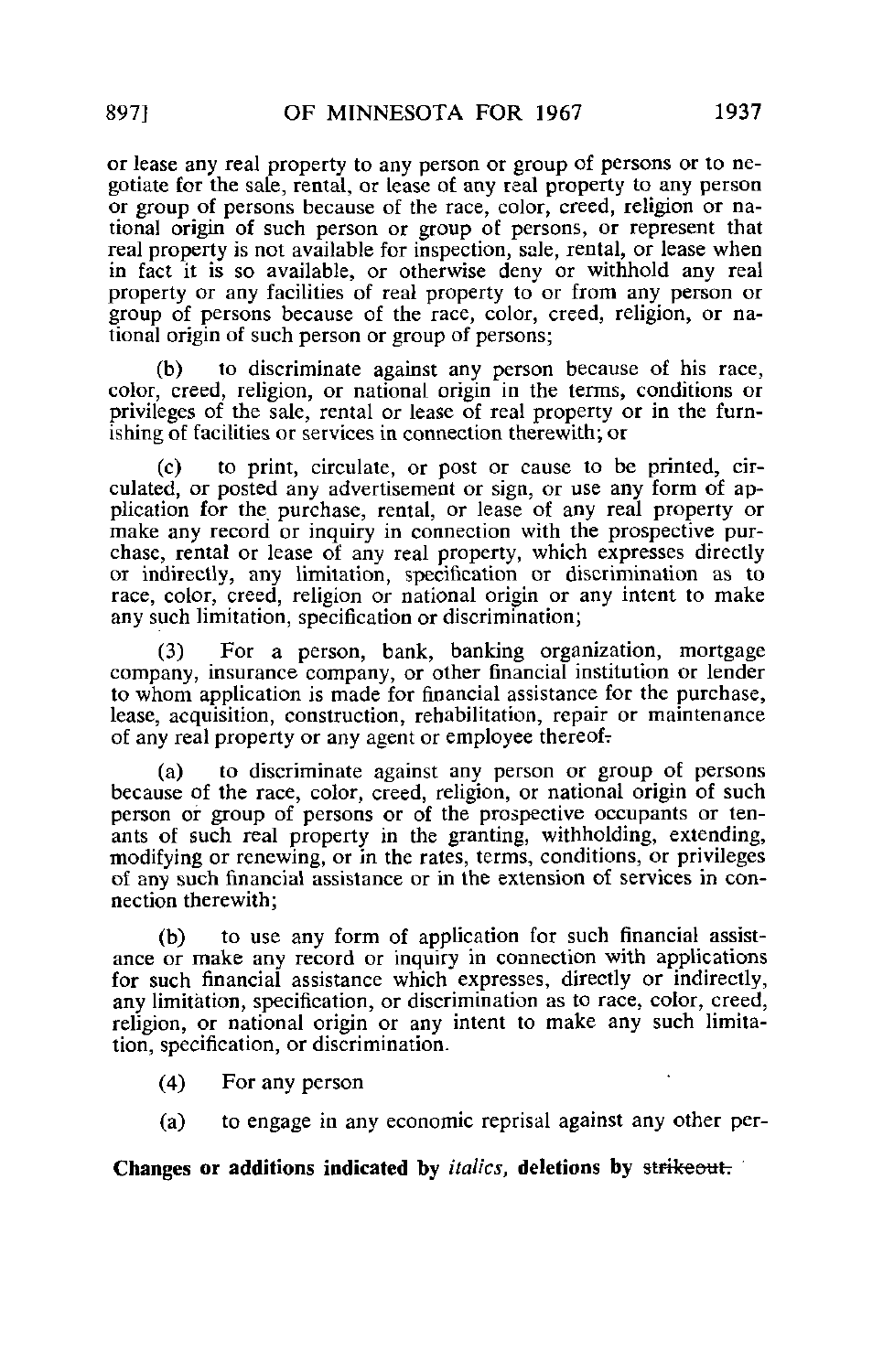or lease any real property to any person or group of persons or to negotiate for the sale, rental, or lease of any real property to any person or group of persons because of the race, color, creed, religion or national origin of such person or group of persons, or represent that real property is not available for inspection, sale, rental, or lease when in fact it is so available, or otherwise deny or withhold any real property or any facilities of real property to or from any person or group of persons because of the race, color, creed, religion, or national origin of such person or group of persons;

(b) to discriminate against any person because of his race, color, creed, religion, or national origin in the terms, conditions or privileges of the sale, rental or lease of real property or in the furnishing of facilities or services in connection therewith; or

(c) to print, circulate, or post or cause to be printed, circulated, or posted any advertisement or sign, or use any form of application for the purchase, rental, or lease of any real property or make any record or inquiry in connection with the prospective purchase, rental or lease of any real property, which expresses directly or indirectly, any limitation, specification or discrimination as to race, color, creed, religion or national origin or any intent to make any such limitation, specification or discrimination;

(3) For a person, bank, banking organization, mortgage company, insurance company, or other financial institution or lender to whom application is made for financial assistance for the purchase, lease, acquisition, construction, rehabilitation, repair or maintenance of any real property or any agent or employee thereof~~.~~

(a) to discriminate against any person or group of persons because of the race, color, creed, religion, or national origin of such person or group of persons or of the prospective occupants or tenants of such real property in the granting, withholding, extending, modifying or renewing, or in the rates, terms, conditions, or privileges of any such financial assistance or in the extension of services in connection therewith;

(b) to use any form of application for such financial assistance or make any record or inquiry in connection with applications for such financial assistance which expresses, directly or indirectly, any limitation, specification, or discrimination as to race, color, creed, religion, or national origin or any intent to make any such limitation, specification, or discrimination.

(4) For any person

(a) to engage in any economic reprisal against any other per-

**Changes or additions indicated by *italics*, deletions by ~~strikeout.~~**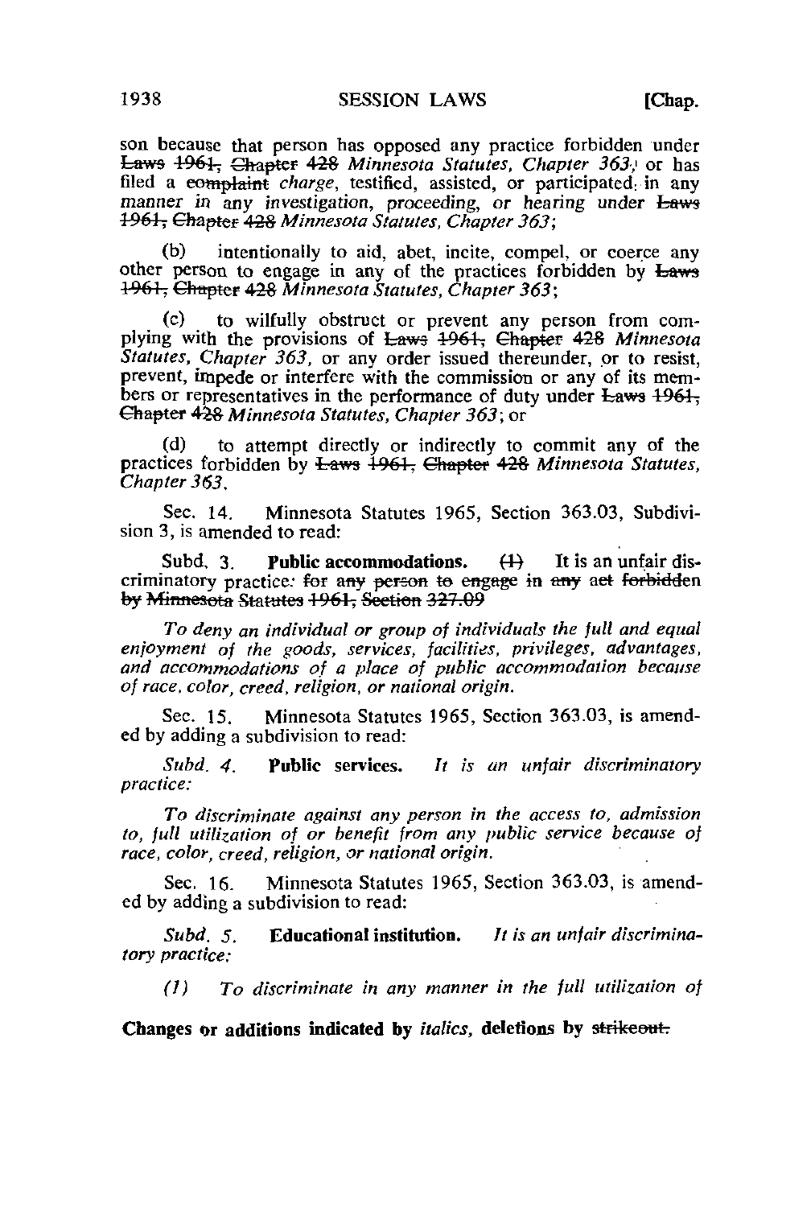son because that person has opposed any practice forbidden under ~~Laws 1961, Chapter 428~~ *Minnesota Statutes, Chapter 363*, or has filed a ~~complaint~~ *charge*, testified, assisted, or participated in any manner in any investigation, proceeding, or hearing under ~~Laws 1961, Chapter 428~~ *Minnesota Statutes, Chapter 363*;

(b) intentionally to aid, abet, incite, compel, or coerce any other person to engage in any of the practices forbidden by ~~Laws 1961, Chapter 428~~ *Minnesota Statutes, Chapter 363*;

(c) to wilfully obstruct or prevent any person from complying with the provisions of ~~Laws 1961, Chapter 428~~ *Minnesota Statutes, Chapter 363*, or any order issued thereunder, or to resist, prevent, impede or interfere with the commission or any of its members or representatives in the performance of duty under ~~Laws 1961, Chapter 428~~ *Minnesota Statutes, Chapter 363*; or

(d) to attempt directly or indirectly to commit any of the practices forbidden by ~~Laws 1961, Chapter 428~~ *Minnesota Statutes, Chapter 363*.

Sec. 14. Minnesota Statutes 1965, Section 363.03, Subdivision 3, is amended to read:

Subd. 3. **Public accommodations.** ~~(1)~~ It is an unfair discriminatory practice*:* ~~for any person to engage in any act forbidden by Minnesota Statutes 1961, Section 327.09~~

*To deny an individual or group of individuals the full and equal enjoyment of the goods, services, facilities, privileges, advantages, and accommodations of a place of public accommodation because of race, color, creed, religion, or national origin.*

Sec. 15. Minnesota Statutes 1965, Section 363.03, is amended by adding a subdivision to read:

*Subd. 4.* **Public services.** *It is an unfair discriminatory practice:*

*To discriminate against any person in the access to, admission to, full utilization of or benefit from any public service because of race, color, creed, religion, or national origin.*

Sec. 16. Minnesota Statutes 1965, Section 363.03, is amended by adding a subdivision to read:

*Subd. 5.* **Educational institution.** *It is an unfair discriminatory practice:*

*(1) To discriminate in any manner in the full utilization of*

**Changes or additions indicated by** *italics*, **deletions by** ~~strikeout.~~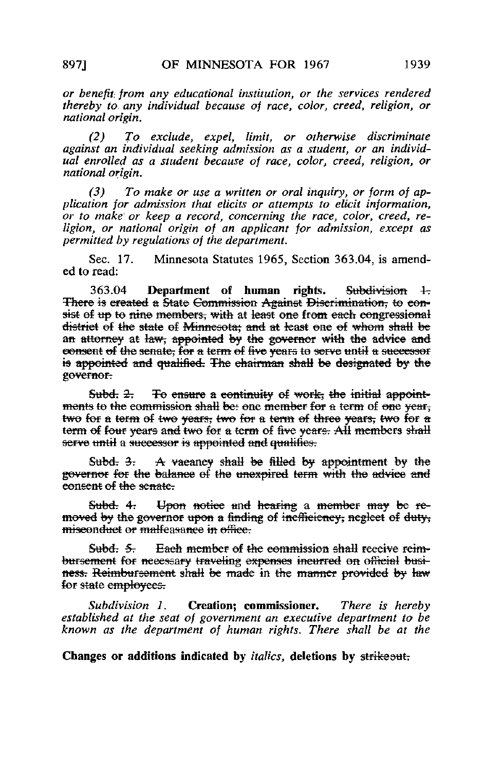*or benefit from any educational institution, or the services rendered thereby to any individual because of race, color, creed, religion, or national origin.*

*(2) To exclude, expel, limit, or otherwise discriminate against an individual seeking admission as a student, or an individual enrolled as a student because of race, color, creed, religion, or national origin.*

*(3) To make or use a written or oral inquiry, or form of application for admission that elicits or attempts to elicit information, or to make or keep a record, concerning the race, color, creed, religion, or national origin of an applicant for admission, except as permitted by regulations of the department.*

Sec. 17. Minnesota Statutes 1965, Section 363.04, is amended to read:

363.04 **Department of human rights.** ~~Subdivision 1. There is created a State Commission Against Discrimination, to consist of up to nine members, with at least one from each congressional district of the state of Minnesota; and at least one of whom shall be an attorney at law, appointed by the governor with the advice and consent of the senate, for a term of five years to serve until a successor is appointed and qualified. The chairman shall be designated by the governor.~~

~~Subd. 2. To ensure a continuity of work, the initial appointments to the commission shall be: one member for a term of one year, two for a term of two years, two for a term of three years, two for a term of four years and two for a term of five years. All members shall serve until a successor is appointed and qualifies.~~

~~Subd. 3. A vacancy shall be filled by appointment by the governor for the balance of the unexpired term with the advice and consent of the senate.~~

~~Subd. 4. Upon notice and hearing a member may be removed by the governor upon a finding of inefficiency, neglect of duty, misconduct or malfeasance in office.~~

~~Subd. 5. Each member of the commission shall receive reimbursement for necessary traveling expenses incurred on official business. Reimbursement shall be made in the manner provided by law for state employees.~~

*Subdivision 1.* **Creation; commissioner.** *There is hereby established at the seat of government an executive department to be known as the department of human rights. There shall be at the*

**Changes or additions indicated by** *italics*, **deletions by** ~~strikeout.~~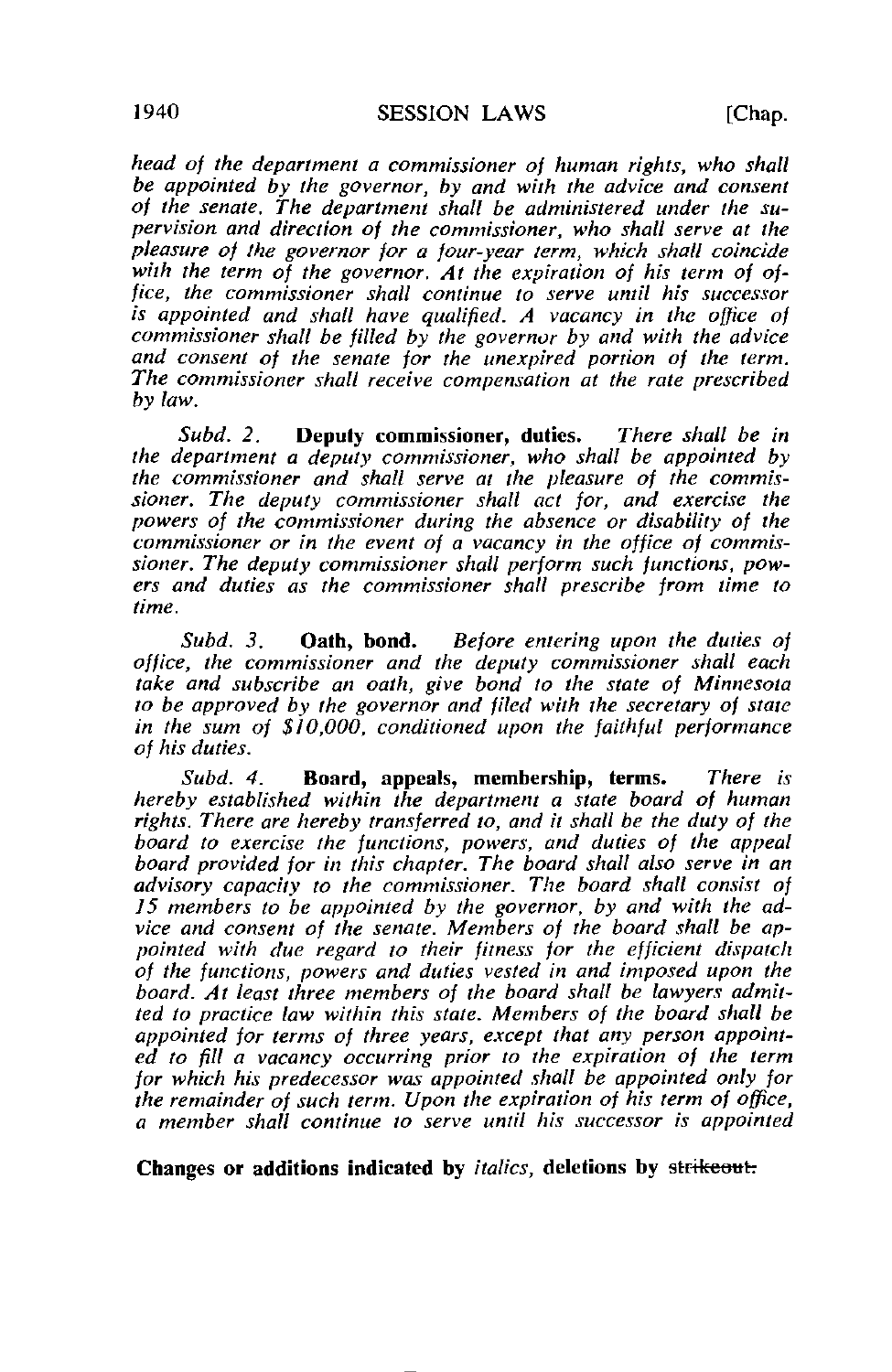*head of the department a commissioner of human rights, who shall be appointed by the governor, by and with the advice and consent of the senate. The department shall be administered under the supervision and direction of the commissioner, who shall serve at the pleasure of the governor for a four-year term, which shall coincide with the term of the governor. At the expiration of his term of office, the commissioner shall continue to serve until his successor is appointed and shall have qualified. A vacancy in the office of commissioner shall be filled by the governor by and with the advice and consent of the senate for the unexpired portion of the term. The commissioner shall receive compensation at the rate prescribed by law.*

*Subd. 2.* **Deputy commissioner, duties.** *There shall be in the department a deputy commissioner, who shall be appointed by the commissioner and shall serve at the pleasure of the commissioner. The deputy commissioner shall act for, and exercise the powers of the commissioner during the absence or disability of the commissioner or in the event of a vacancy in the office of commissioner. The deputy commissioner shall perform such functions, powers and duties as the commissioner shall prescribe from time to time.*

*Subd. 3.* **Oath, bond.** *Before entering upon the duties of office, the commissioner and the deputy commissioner shall each take and subscribe an oath, give bond to the state of Minnesota to be approved by the governor and filed with the secretary of state in the sum of $10,000, conditioned upon the faithful performance of his duties.*

*Subd. 4.* **Board, appeals, membership, terms.** *There is hereby established within the department a state board of human rights. There are hereby transferred to, and it shall be the duty of the board to exercise the functions, powers, and duties of the appeal board provided for in this chapter. The board shall also serve in an advisory capacity to the commissioner. The board shall consist of 15 members to be appointed by the governor, by and with the advice and consent of the senate. Members of the board shall be appointed with due regard to their fitness for the efficient dispatch of the functions, powers and duties vested in and imposed upon the board. At least three members of the board shall be lawyers admitted to practice law within this state. Members of the board shall be appointed for terms of three years, except that any person appointed to fill a vacancy occurring prior to the expiration of the term for which his predecessor was appointed shall be appointed only for the remainder of such term. Upon the expiration of his term of office, a member shall continue to serve until his successor is appointed*

**Changes or additions indicated by** *italics*, **deletions by** ~~strikeout.~~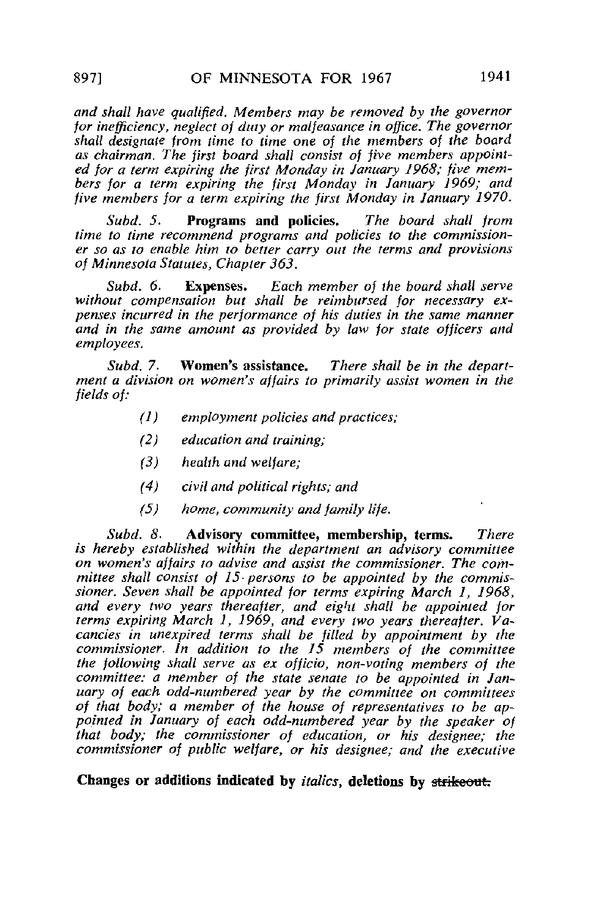*and shall have qualified. Members may be removed by the governor for inefficiency, neglect of duty or malfeasance in office. The governor shall designate from time to time one of the members of the board as chairman. The first board shall consist of five members appointed for a term expiring the first Monday in January 1968; five members for a term expiring the first Monday in January 1969; and five members for a term expiring the first Monday in January 1970.*

*Subd. 5.* **Programs and policies.** *The board shall from time to time recommend programs and policies to the commissioner so as to enable him to better carry out the terms and provisions of Minnesota Statutes, Chapter 363.*

*Subd. 6.* **Expenses.** *Each member of the board shall serve without compensation but shall be reimbursed for necessary expenses incurred in the performance of his duties in the same manner and in the same amount as provided by law for state officers and employees.*

*Subd. 7.* **Women's assistance.** *There shall be in the department a division on women's affairs to primarily assist women in the fields of:*

*(1) employment policies and practices;*

*(2) education and training;*

*(3) health and welfare;*

*(4) civil and political rights; and*

*(5) home, community and family life.*

*Subd. 8.* **Advisory committee, membership, terms.** *There is hereby established within the department an advisory committee on women's affairs to advise and assist the commissioner. The committee shall consist of 15 persons to be appointed by the commissioner. Seven shall be appointed for terms expiring March 1, 1968, and every two years thereafter, and eight shall be appointed for terms expiring March 1, 1969, and every two years thereafter. Vacancies in unexpired terms shall be filled by appointment by the commissioner. In addition to the 15 members of the committee the following shall serve as ex officio, non-voting members of the committee: a member of the state senate to be appointed in January of each odd-numbered year by the committee on committees of that body; a member of the house of representatives to be appointed in January of each odd-numbered year by the speaker of that body; the commissioner of education, or his designee; the commissioner of public welfare, or his designee; and the executive*

**Changes or additions indicated by** *italics*, **deletions by** ~~strikeout.~~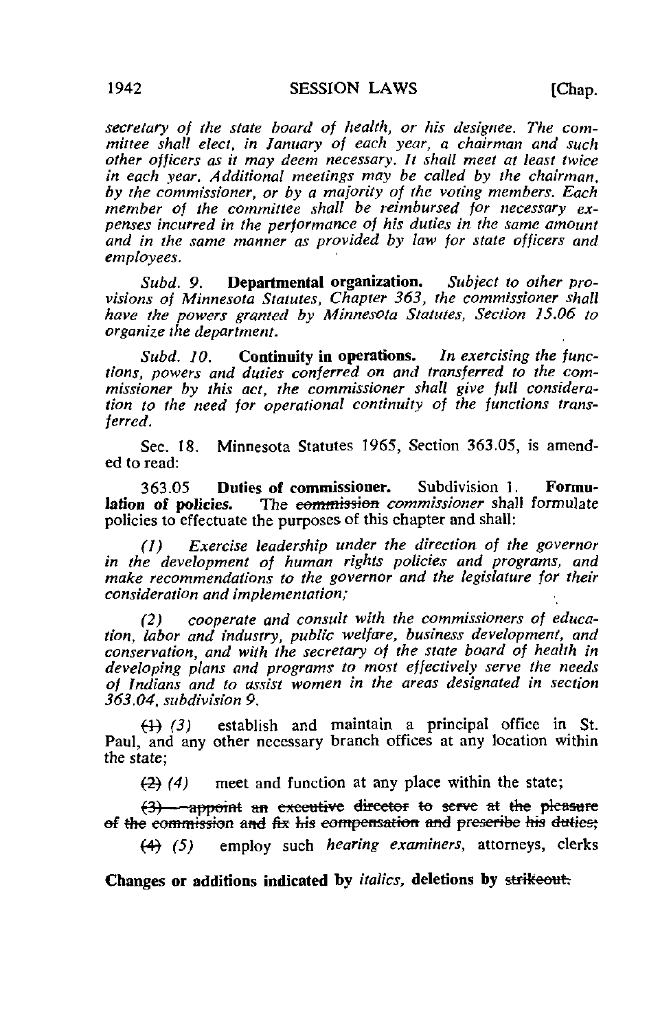*secretary of the state board of health, or his designee. The committee shall elect, in January of each year, a chairman and such other officers as it may deem necessary. It shall meet at least twice in each year. Additional meetings may be called by the chairman, by the commissioner, or by a majority of the voting members. Each member of the committee shall be reimbursed for necessary expenses incurred in the performance of his duties in the same amount and in the same manner as provided by law for state officers and employees.*

*Subd. 9.* **Departmental organization.** *Subject to other provisions of Minnesota Statutes, Chapter 363, the commissioner shall have the powers granted by Minnesota Statutes, Section 15.06 to organize the department.*

*Subd. 10.* **Continuity in operations.** *In exercising the functions, powers and duties conferred on and transferred to the commissioner by this act, the commissioner shall give full consideration to the need for operational continuity of the functions transferred.*

Sec. 18. Minnesota Statutes 1965, Section 363.05, is amended to read:

363.05 **Duties of commissioner.** Subdivision 1. **Formulation of policies.** The ~~commission~~ *commissioner* shall formulate policies to effectuate the purposes of this chapter and shall:

*(1) Exercise leadership under the direction of the governor in the development of human rights policies and programs, and make recommendations to the governor and the legislature for their consideration and implementation;*

*(2) cooperate and consult with the commissioners of education, labor and industry, public welfare, business development, and conservation, and with the secretary of the state board of health in developing plans and programs to most effectively serve the needs of Indians and to assist women in the areas designated in section 363.04, subdivision 9.*

~~(1)~~ *(3)* establish and maintain a principal office in St. Paul, and any other necessary branch offices at any location within the state;

~~(2)~~ *(4)* meet and function at any place within the state;

~~(3) appoint an executive director to serve at the pleasure of the commission and fix his compensation and prescribe his duties;~~

~~(4)~~ *(5)* employ such *hearing examiners,* attorneys, clerks

**Changes or additions indicated by** *italics,* **deletions by** ~~strikeout.~~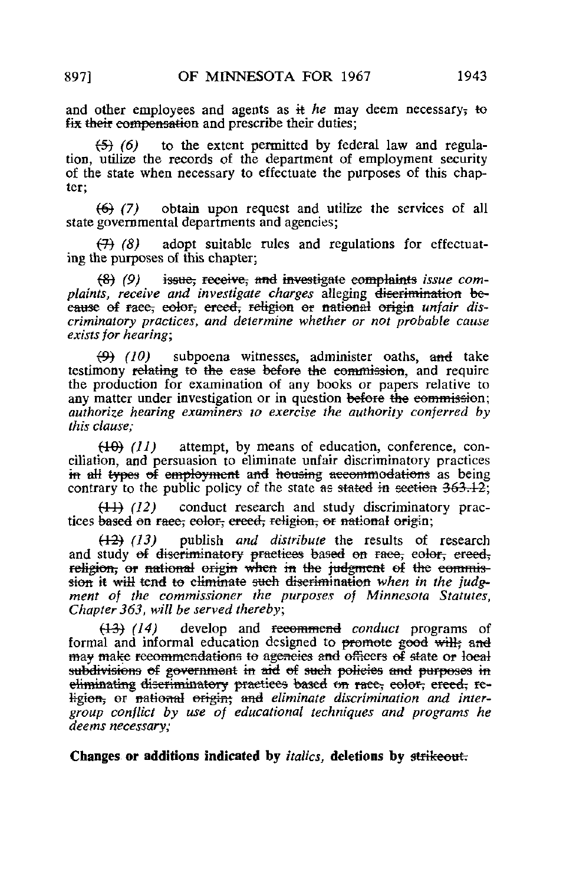and other employees and agents as ~~it~~ *he* may deem necessary~~, to fix their compensation~~ and prescribe their duties;

~~(5)~~ *(6)* to the extent permitted by federal law and regulation, utilize the records of the department of employment security of the state when necessary to effectuate the purposes of this chapter;

~~(6)~~ *(7)* obtain upon request and utilize the services of all state governmental departments and agencies;

~~(7)~~ *(8)* adopt suitable rules and regulations for effectuating the purposes of this chapter;

~~(8)~~ *(9)* ~~issue, receive, and investigate complaints~~ *issue complaints, receive and investigate charges* alleging ~~discrimination because of race, color, creed, religion or national origin~~ *unfair discriminatory practices, and determine whether or not probable cause exists for hearing*;

~~(9)~~ *(10)* subpoena witnesses, administer oaths, ~~and~~ take testimony ~~relating to the case before the commission~~, and require the production for examination of any books or papers relative to any matter under investigation or in question ~~before the commission~~; *authorize hearing examiners to exercise the authority conferred by this clause;*

~~(10)~~ *(11)* attempt, by means of education, conference, conciliation, and persuasion to eliminate unfair discriminatory practices ~~in all types of employment and housing accommodations~~ as being contrary to the public policy of the state ~~as stated in section 363.12~~;

~~(11)~~ *(12)* conduct research and study discriminatory practices ~~based on race, color, creed, religion, or national origin~~;

~~(12)~~ *(13)* publish *and distribute* the results of research and study ~~of discriminatory practices based on race, color, creed, religion, or national origin when in the judgment of the commission it will tend to eliminate such discrimination~~ *when in the judgment of the commissioner the purposes of Minnesota Statutes, Chapter 363, will be served thereby*;

~~(13)~~ *(14)* develop and ~~recommend~~ *conduct* programs of formal and informal education designed to ~~promote good will; and may make recommendations to agencies and officers of state or local subdivisions of government in aid of such policies and purposes in eliminating discriminatory practices based on race, color, creed, religion,~~ or ~~national origin; and~~ *eliminate discrimination and intergroup conflict by use of educational techniques and programs he deems necessary;*

**Changes or additions indicated by *italics*, deletions by ~~strikeout.~~**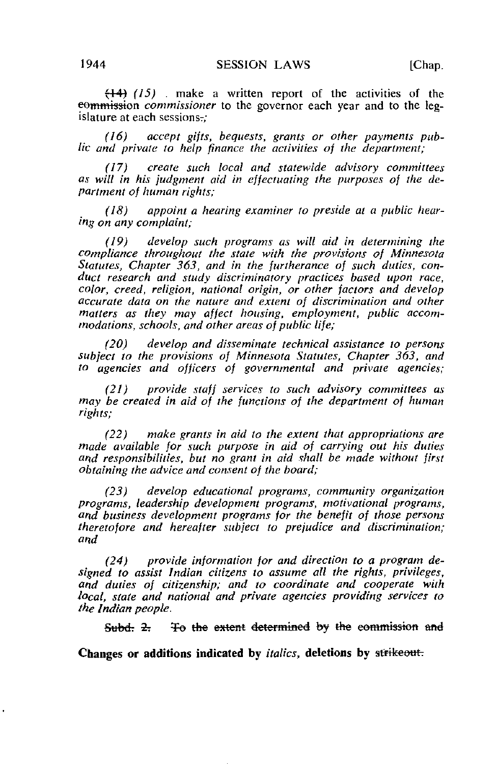~~(14)~~ *(15)* . make a written report of the activities of the ~~commission~~ *commissioner* to the governor each year and to the legislature at each sessions~~.~~*;*

*(16) accept gifts, bequests, grants or other payments public and private to help finance the activities of the department;*

*(17) create such local and statewide advisory committees as will in his judgment aid in effectuating the purposes of the department of human rights;*

*(18) appoint a hearing examiner to preside at a public hearing on any complaint;*

*(19) develop such programs as will aid in determining the compliance throughout the state with the provisions of Minnesota Statutes, Chapter 363, and in the furtherance of such duties, conduct research and study discriminatory practices based upon race, color, creed, religion, national origin, or other factors and develop accurate data on the nature and extent of discrimination and other matters as they may affect housing, employment, public accommodations, schools, and other areas of public life;*

*(20) develop and disseminate technical assistance to persons subject to the provisions of Minnesota Statutes, Chapter 363, and to agencies and officers of governmental and private agencies;*

*(21) provide staff services to such advisory committees as may be created in aid of the functions of the department of human rights;*

*(22) make grants in aid to the extent that appropriations are made available for such purpose in aid of carrying out his duties and responsibilities, but no grant in aid shall be made without first obtaining the advice and consent of the board;*

*(23) develop educational programs, community organization programs, leadership development programs, motivational programs, and business development programs for the benefit of those persons theretofore and hereafter subject to prejudice and discrimination; and*

*(24) provide information for and direction to a program designed to assist Indian citizens to assume all the rights, privileges, and duties of citizenship; and to coordinate and cooperate with local, state and national and private agencies providing services to the Indian people.*

~~Subd. 2. To the extent determined by the commission and~~

**Changes or additions indicated by *italics*, deletions by ~~strikeout.~~**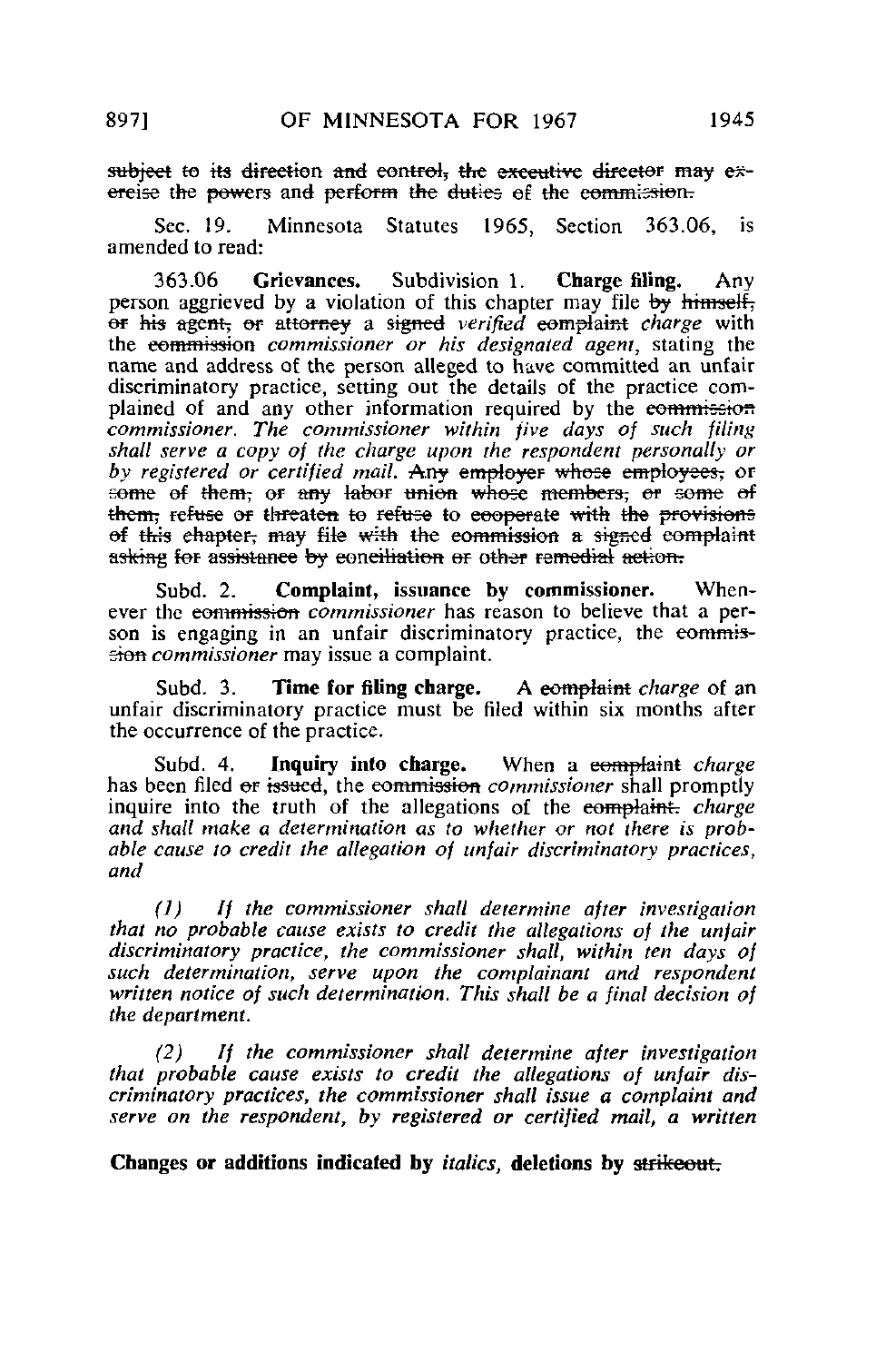~~subject to its direction and control, the executive director may exercise the powers and perform the duties of the commission.~~

Sec. 19. Minnesota Statutes 1965, Section 363.06, is amended to read:

363.06 **Grievances.** Subdivision 1. **Charge filing.** Any person aggrieved by a violation of this chapter may file ~~by himself, or his agent, or attorney~~ a ~~signed~~ *verified* ~~complaint~~ *charge* with the ~~commission~~ *commissioner or his designated agent,* stating the name and address of the person alleged to have committed an unfair discriminatory practice, setting out the details of the practice complained of and any other information required by the ~~commission~~ *commissioner. The commissioner within five days of such filing shall serve a copy of the charge upon the respondent personally or by registered or certified mail.* ~~Any employer whose employees, or some of them, or any labor union whose members, or some of them, refuse or threaten to refuse to cooperate with the provisions of this chapter, may file with the commission a signed complaint asking for assistance by conciliation or other remedial action.~~

Subd. 2. **Complaint, issuance by commissioner.** Whenever the ~~commission~~ *commissioner* has reason to believe that a person is engaging in an unfair discriminatory practice, the ~~commission~~ *commissioner* may issue a complaint.

Subd. 3. **Time for filing charge.** A ~~complaint~~ *charge* of an unfair discriminatory practice must be filed within six months after the occurrence of the practice.

Subd. 4. **Inquiry into charge.** When a ~~complaint~~ *charge* has been filed ~~or issued~~, the ~~commission~~ *commissioner* shall promptly inquire into the truth of the allegations of the ~~complaint.~~ *charge and shall make a determination as to whether or not there is probable cause to credit the allegation of unfair discriminatory practices, and*

*(1) If the commissioner shall determine after investigation that no probable cause exists to credit the allegations of the unfair discriminatory practice, the commissioner shall, within ten days of such determination, serve upon the complainant and respondent written notice of such determination. This shall be a final decision of the department.*

*(2) If the commissioner shall determine after investigation that probable cause exists to credit the allegations of unfair discriminatory practices, the commissioner shall issue a complaint and serve on the respondent, by registered or certified mail, a written*

**Changes or additions indicated by** *italics,* **deletions by** ~~strikeout.~~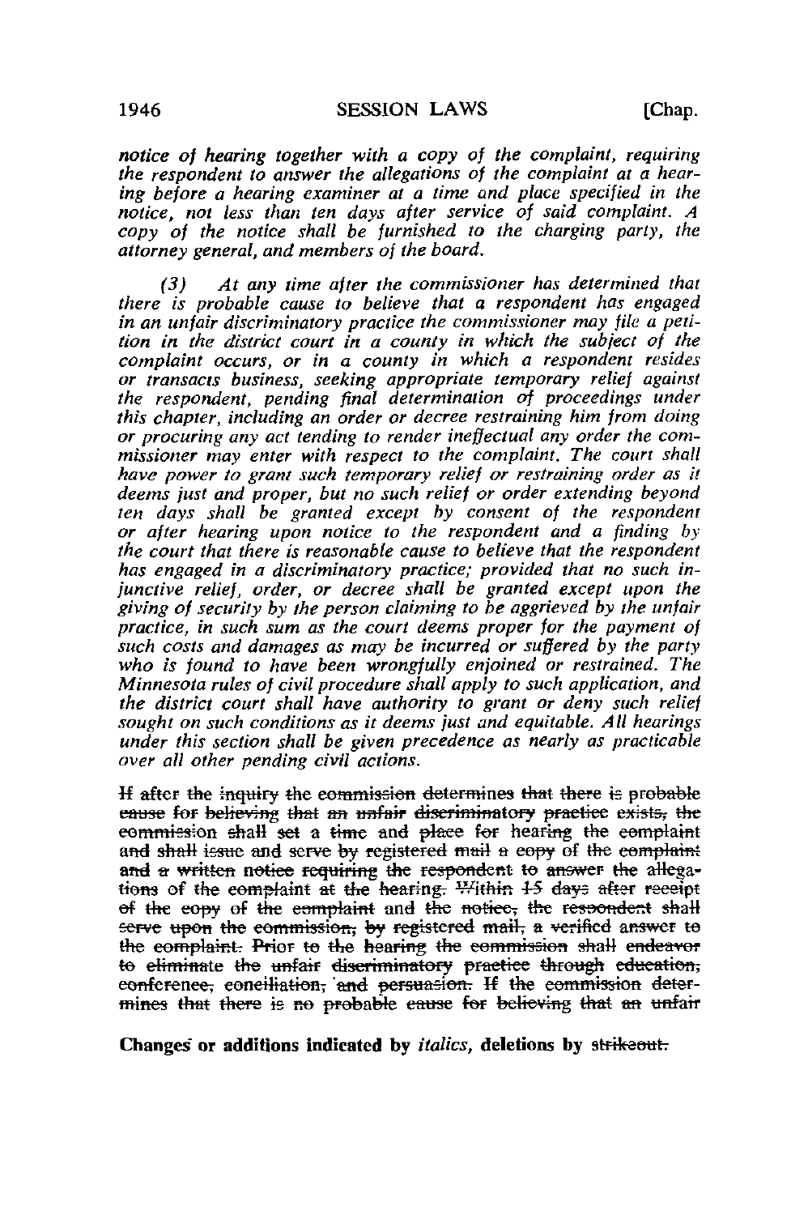*notice of hearing together with a copy of the complaint, requiring the respondent to answer the allegations of the complaint at a hearing before a hearing examiner at a time and place specified in the notice, not less than ten days after service of said complaint. A copy of the notice shall be furnished to the charging party, the attorney general, and members of the board.*

*(3) At any time after the commissioner has determined that there is probable cause to believe that a respondent has engaged in an unfair discriminatory practice the commissioner may file a petition in the district court in a county in which the subject of the complaint occurs, or in a county in which a respondent resides or transacts business, seeking appropriate temporary relief against the respondent, pending final determination of proceedings under this chapter, including an order or decree restraining him from doing or procuring any act tending to render ineffectual any order the commissioner may enter with respect to the complaint. The court shall have power to grant such temporary relief or restraining order as it deems just and proper, but no such relief or order extending beyond ten days shall be granted except by consent of the respondent or after hearing upon notice to the respondent and a finding by the court that there is reasonable cause to believe that the respondent has engaged in a discriminatory practice; provided that no such injunctive relief, order, or decree shall be granted except upon the giving of security by the person claiming to be aggrieved by the unfair practice, in such sum as the court deems proper for the payment of such costs and damages as may be incurred or suffered by the party who is found to have been wrongfully enjoined or restrained. The Minnesota rules of civil procedure shall apply to such application, and the district court shall have authority to grant or deny such relief sought on such conditions as it deems just and equitable. All hearings under this section shall be given precedence as nearly as practicable over all other pending civil actions.*

~~If after the inquiry the commission determines that there is probable cause for believing that an unfair discriminatory practice exists, the commission shall set a time and place for hearing the complaint and shall issue and serve by registered mail a copy of the complaint and a written notice requiring the respondent to answer the allegations of the complaint at the hearing. Within 15 days after receipt of the copy of the complaint and the notice, the respondent shall serve upon the commission, by registered mail, a verified answer to the complaint. Prior to the hearing the commission shall endeavor to eliminate the unfair discriminatory practice through education, conference, conciliation, and persuasion. If the commission determines that there is no probable cause for believing that an unfair~~

**Changes or additions indicated by *italics*, deletions by ~~strikeout.~~**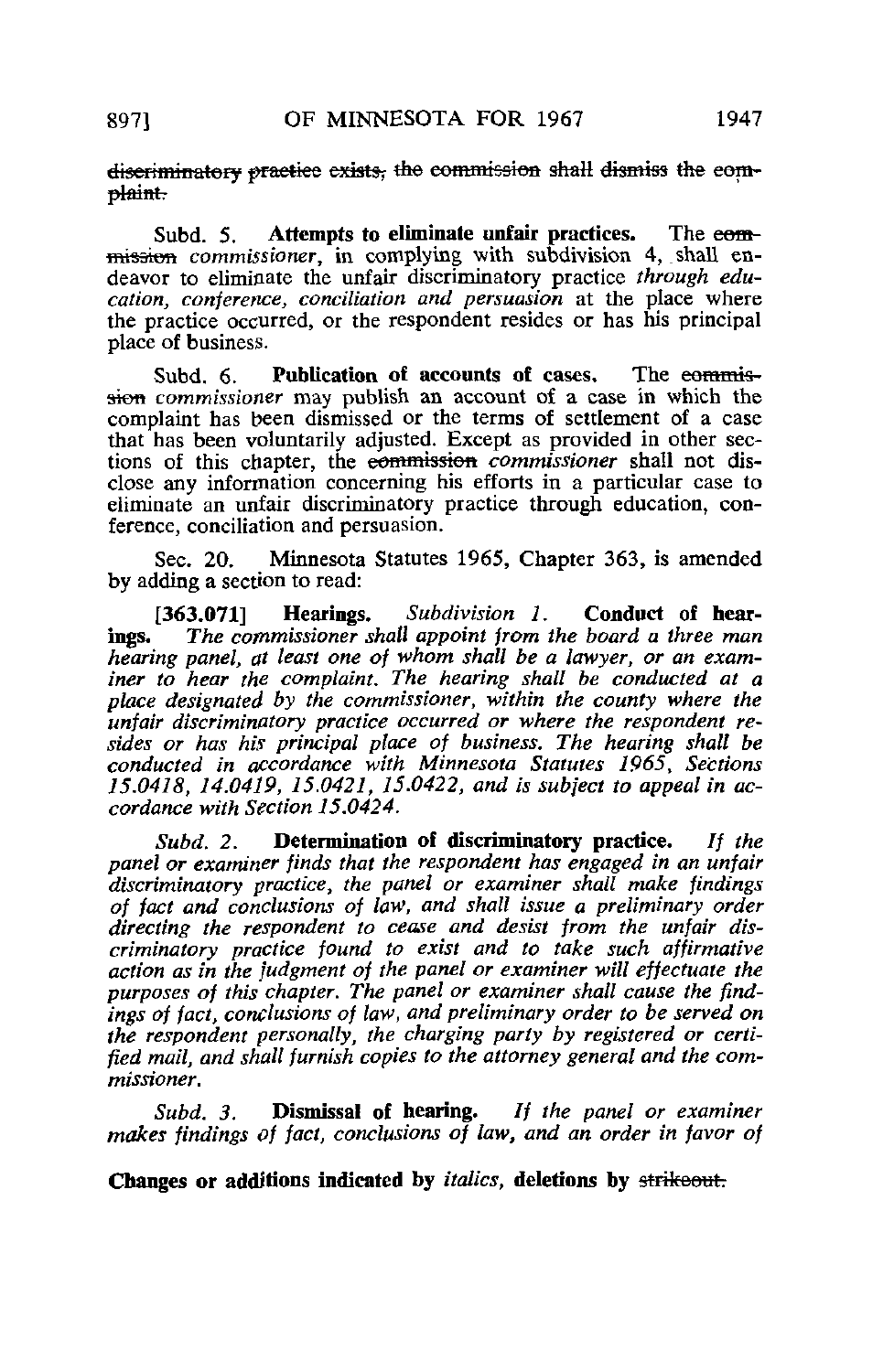~~discriminatory practice exists, the commission shall dismiss the complaint.~~

Subd. 5. **Attempts to eliminate unfair practices.** The ~~commission~~ *commissioner*, in complying with subdivision 4, shall endeavor to eliminate the unfair discriminatory practice *through education, conference, conciliation and persuasion* at the place where the practice occurred, or the respondent resides or has his principal place of business.

Subd. 6. **Publication of accounts of cases.** The ~~commission~~ *commissioner* may publish an account of a case in which the complaint has been dismissed or the terms of settlement of a case that has been voluntarily adjusted. Except as provided in other sections of this chapter, the ~~commission~~ *commissioner* shall not disclose any information concerning his efforts in a particular case to eliminate an unfair discriminatory practice through education, conference, conciliation and persuasion.

Sec. 20. Minnesota Statutes 1965, Chapter 363, is amended by adding a section to read:

**[363.071] Hearings.** *Subdivision 1.* **Conduct of hearings.** *The commissioner shall appoint from the board a three man hearing panel, at least one of whom shall be a lawyer, or an examiner to hear the complaint. The hearing shall be conducted at a place designated by the commissioner, within the county where the unfair discriminatory practice occurred or where the respondent resides or has his principal place of business. The hearing shall be conducted in accordance with Minnesota Statutes 1965, Sections 15.0418, 14.0419, 15.0421, 15.0422, and is subject to appeal in accordance with Section 15.0424.*

*Subd. 2.* **Determination of discriminatory practice.** *If the panel or examiner finds that the respondent has engaged in an unfair discriminatory practice, the panel or examiner shall make findings of fact and conclusions of law, and shall issue a preliminary order directing the respondent to cease and desist from the unfair discriminatory practice found to exist and to take such affirmative action as in the judgment of the panel or examiner will effectuate the purposes of this chapter. The panel or examiner shall cause the findings of fact, conclusions of law, and preliminary order to be served on the respondent personally, the charging party by registered or certified mail, and shall furnish copies to the attorney general and the commissioner.*

*Subd. 3.* **Dismissal of hearing.** *If the panel or examiner makes findings of fact, conclusions of law, and an order in favor of*

**Changes or additions indicated by** *italics*, **deletions by** ~~strikeout.~~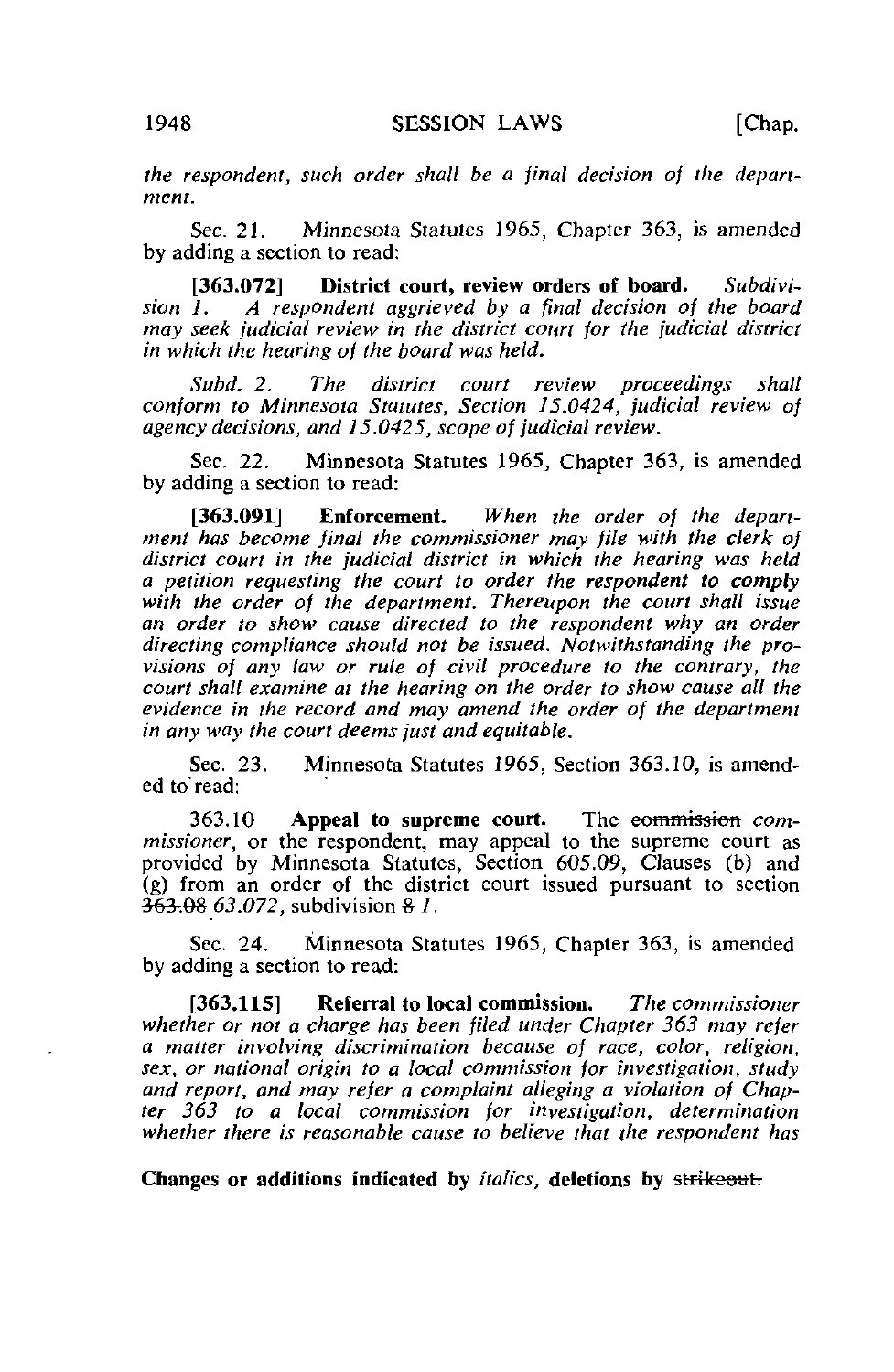*the respondent, such order shall be a final decision of the department.*

Sec. 21. Minnesota Statutes 1965, Chapter 363, is amended by adding a section to read:

**[363.072] District court, review orders of board.** *Subdivision 1. A respondent aggrieved by a final decision of the board may seek judicial review in the district court for the judicial district in which the hearing of the board was held.*

*Subd. 2. The district court review proceedings shall conform to Minnesota Statutes, Section 15.0424, judicial review of agency decisions, and 15.0425, scope of judicial review.*

Sec. 22. Minnesota Statutes 1965, Chapter 363, is amended by adding a section to read:

**[363.091] Enforcement.** *When the order of the department has become final the commissioner may file with the clerk of district court in the judicial district in which the hearing was held a petition requesting the court to order the respondent to comply with the order of the department. Thereupon the court shall issue an order to show cause directed to the respondent why an order directing compliance should not be issued. Notwithstanding the provisions of any law or rule of civil procedure to the contrary, the court shall examine at the hearing on the order to show cause all the evidence in the record and may amend the order of the department in any way the court deems just and equitable.*

Sec. 23. Minnesota Statutes 1965, Section 363.10, is amended to read:

363.10 **Appeal to supreme court.** The ~~commission~~ *commissioner*, or the respondent, may appeal to the supreme court as provided by Minnesota Statutes, Section 605.09, Clauses (b) and (g) from an order of the district court issued pursuant to section ~~363.08~~ *63.072*, subdivision ~~8~~ *1*.

Sec. 24. Minnesota Statutes 1965, Chapter 363, is amended by adding a section to read:

**[363.115] Referral to local commission.** *The commissioner whether or not a charge has been filed under Chapter 363 may refer a matter involving discrimination because of race, color, religion, sex, or national origin to a local commission for investigation, study and report, and may refer a complaint alleging a violation of Chapter 363 to a local commission for investigation, determination whether there is reasonable cause to believe that the respondent has*

**Changes or additions indicated by** *italics*, **deletions by** ~~strikeout.~~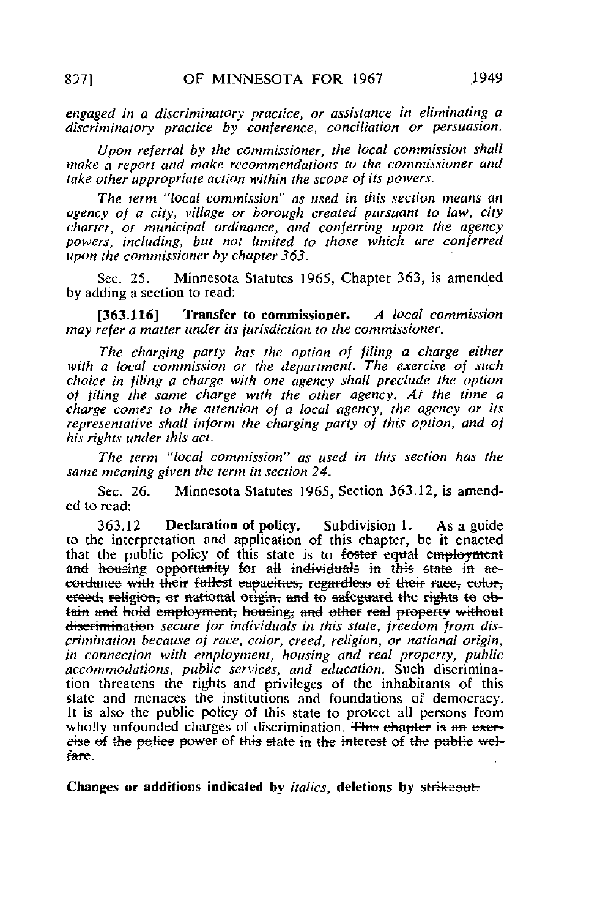*engaged in a discriminatory practice, or assistance in eliminating a discriminatory practice by conference, conciliation or persuasion.*

*Upon referral by the commissioner, the local commission shall make a report and make recommendations to the commissioner and take other appropriate action within the scope of its powers.*

*The term "local commission" as used in this section means an agency of a city, village or borough created pursuant to law, city charter, or municipal ordinance, and conferring upon the agency powers, including, but not limited to those which are conferred upon the commissioner by chapter 363.*

Sec. 25. Minnesota Statutes 1965, Chapter 363, is amended by adding a section to read:

**[363.116] Transfer to commissioner.** *A local commission may refer a matter under its jurisdiction to the commissioner.*

*The charging party has the option of filing a charge either with a local commission or the department. The exercise of such choice in filing a charge with one agency shall preclude the option of filing the same charge with the other agency. At the time a charge comes to the attention of a local agency, the agency or its representative shall inform the charging party of this option, and of his rights under this act.*

*The term "local commission" as used in this section has the same meaning given the term in section 24.*

Sec. 26. Minnesota Statutes 1965, Section 363.12, is amended to read:

363.12 **Declaration of policy.** Subdivision 1. As a guide to the interpretation and application of this chapter, be it enacted that the public policy of this state is to ~~foster equal employment and housing opportunity for all individuals in this state in accordance with their fullest capacities, regardless of their race, color, creed, religion, or national origin, and to safeguard the rights to obtain and hold employment, housing, and other real property without discrimination~~ *secure for individuals in this state, freedom from discrimination because of race, color, creed, religion, or national origin, in connection with employment, housing and real property, public accommodations, public services, and education.* Such discrimination threatens the rights and privileges of the inhabitants of this state and menaces the institutions and foundations of democracy. It is also the public policy of this state to protect all persons from wholly unfounded charges of discrimination. ~~This chapter is an exercise of the police power of this state in the interest of the public welfare.~~

**Changes or additions indicated by** *italics*, **deletions by** ~~strikeout.~~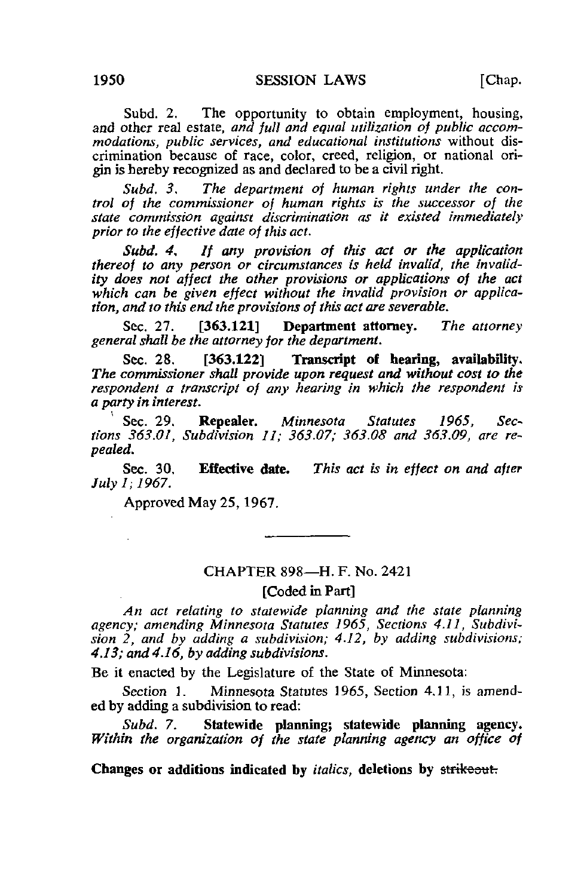Subd. 2. The opportunity to obtain employment, housing, and other real estate, *and full and equal utilization of public accommodations, public services, and educational institutions* without discrimination because of race, color, creed, religion, or national origin is hereby recognized as and declared to be a civil right.

*Subd. 3. The department of human rights under the control of the commissioner of human rights is the successor of the state commission against discrimination as it existed immediately prior to the effective date of this act.*

*Subd. 4. If any provision of this act or the application thereof to any person or circumstances is held invalid, the invalidity does not affect the other provisions or applications of the act which can be given effect without the invalid provision or application, and to this end the provisions of this act are severable.*

Sec. 27. **[363.121] Department attorney.** *The attorney general shall be the attorney for the department.*

Sec. 28. **[363.122] Transcript of hearing, availability.** *The commissioner shall provide upon request and without cost to the respondent a transcript of any hearing in which the respondent is a party in interest.*

Sec. 29. **Repealer.** *Minnesota Statutes 1965, Sections 363.01, Subdivision 11; 363.07; 363.08 and 363.09, are repealed.*

Sec. 30. **Effective date.** *This act is in effect on and after July 1; 1967.*

Approved May 25, 1967.

---

## CHAPTER 898—H. F. No. 2421

### [Coded in Part]

*An act relating to statewide planning and the state planning agency; amending Minnesota Statutes 1965, Sections 4.11, Subdivision 2, and by adding a subdivision; 4.12, by adding subdivisions; 4.13; and 4.16, by adding subdivisions.*

Be it enacted by the Legislature of the State of Minnesota:

Section 1. Minnesota Statutes 1965, Section 4.11, is amended by adding a subdivision to read:

*Subd. 7.* **Statewide planning; statewide planning agency.** *Within the organization of the state planning agency an office of*

**Changes or additions indicated by** *italics*, **deletions by** ~~strikeout.~~